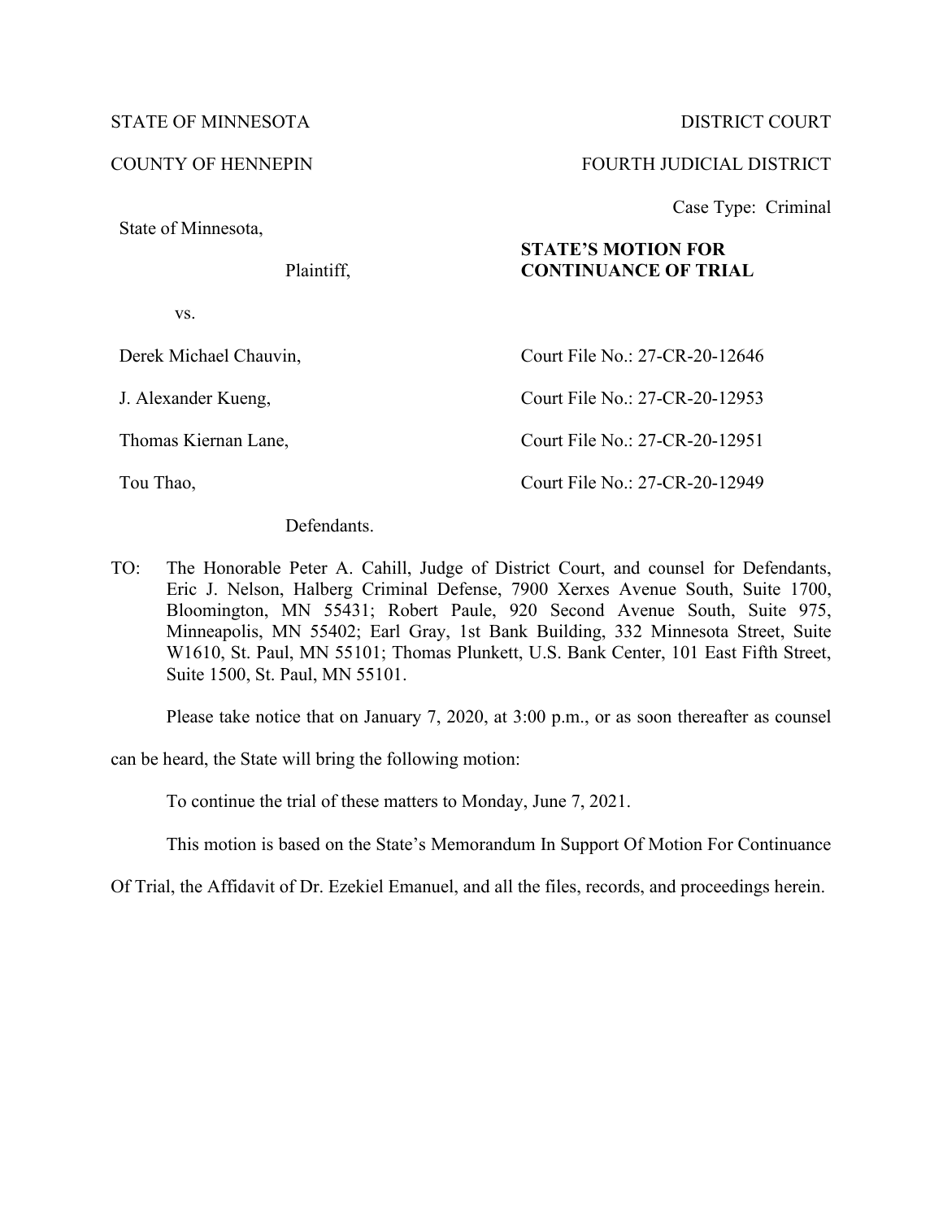STATE OF MINNESOTA | DISTRICT COURT

COUNTY OF HENNEPIN | FOURTH JUDICIAL DISTRICT

Case Type: Criminal

State of Minnesota,

Plaintiff,

vs.

Derek Michael Chauvin,

J. Alexander Kueng,

Thomas Kiernan Lane,

Tou Thao,

Defendants.

**STATE'S MOTION FOR CONTINUANCE OF TRIAL**

Court File No.: 27-CR-20-12646

Court File No.: 27-CR-20-12953

Court File No.: 27-CR-20-12951

Court File No.: 27-CR-20-12949

TO: The Honorable Peter A. Cahill, Judge of District Court, and counsel for Defendants, Eric J. Nelson, Halberg Criminal Defense, 7900 Xerxes Avenue South, Suite 1700, Bloomington, MN 55431; Robert Paule, 920 Second Avenue South, Suite 975, Minneapolis, MN 55402; Earl Gray, 1st Bank Building, 332 Minnesota Street, Suite W1610, St. Paul, MN 55101; Thomas Plunkett, U.S. Bank Center, 101 East Fifth Street, Suite 1500, St. Paul, MN 55101.

Please take notice that on January 7, 2020, at 3:00 p.m., or as soon thereafter as counsel can be heard, the State will bring the following motion:

To continue the trial of these matters to Monday, June 7, 2021.

This motion is based on the State's Memorandum In Support Of Motion For Continuance Of Trial, the Affidavit of Dr. Ezekiel Emanuel, and all the files, records, and proceedings herein.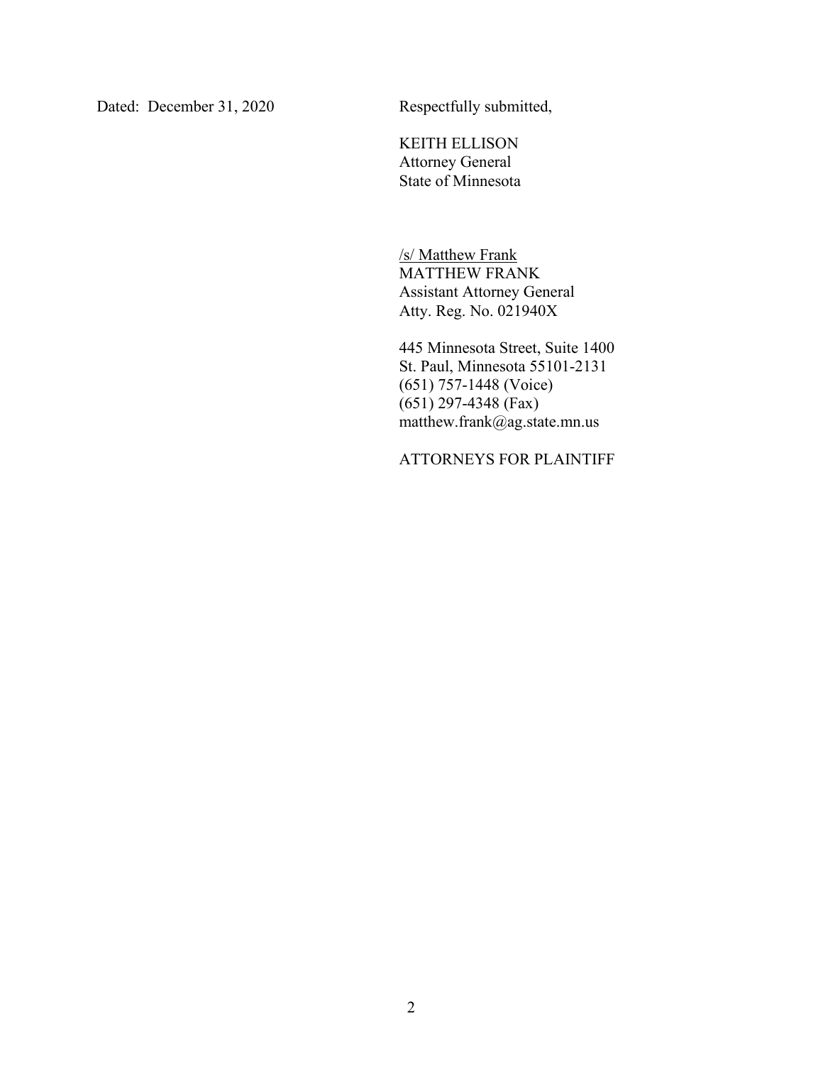Dated: December 31, 2020

Respectfully submitted,

KEITH ELLISON
Attorney General
State of Minnesota

/s/ Matthew Frank
MATTHEW FRANK
Assistant Attorney General
Atty. Reg. No. 021940X

445 Minnesota Street, Suite 1400
St. Paul, Minnesota 55101-2131
(651) 757-1448 (Voice)
(651) 297-4348 (Fax)
matthew.frank@ag.state.mn.us

ATTORNEYS FOR PLAINTIFF